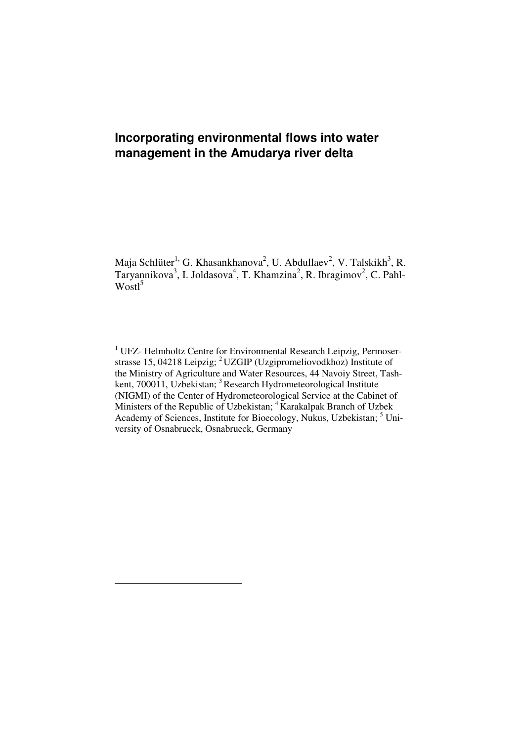# Incorporating environmental flows into water management in the Amudarya river delta

Maja Schlüter[1,] G. Khasankhanova[2], U. Abdullaev[2], V. Talskikh[3], R. Taryannikova[3], I. Joldasova[4], T. Khamzina[2], R. Ibragimov[2], C. Pahl-Wostl[5]

[1] UFZ- Helmholtz Centre for Environmental Research Leipzig, Permoserstrasse 15, 04218 Leipzig; [2] UZGIP (Uzgipromeliovodkhoz) Institute of the Ministry of Agriculture and Water Resources, 44 Navoiy Street, Tashkent, 700011, Uzbekistan; [3] Research Hydrometeorological Institute (NIGMI) of the Center of Hydrometeorological Service at the Cabinet of Ministers of the Republic of Uzbekistan; [4] Karakalpak Branch of Uzbek Academy of Sciences, Institute for Bioecology, Nukus, Uzbekistan; [5] University of Osnabrueck, Osnabrueck, Germany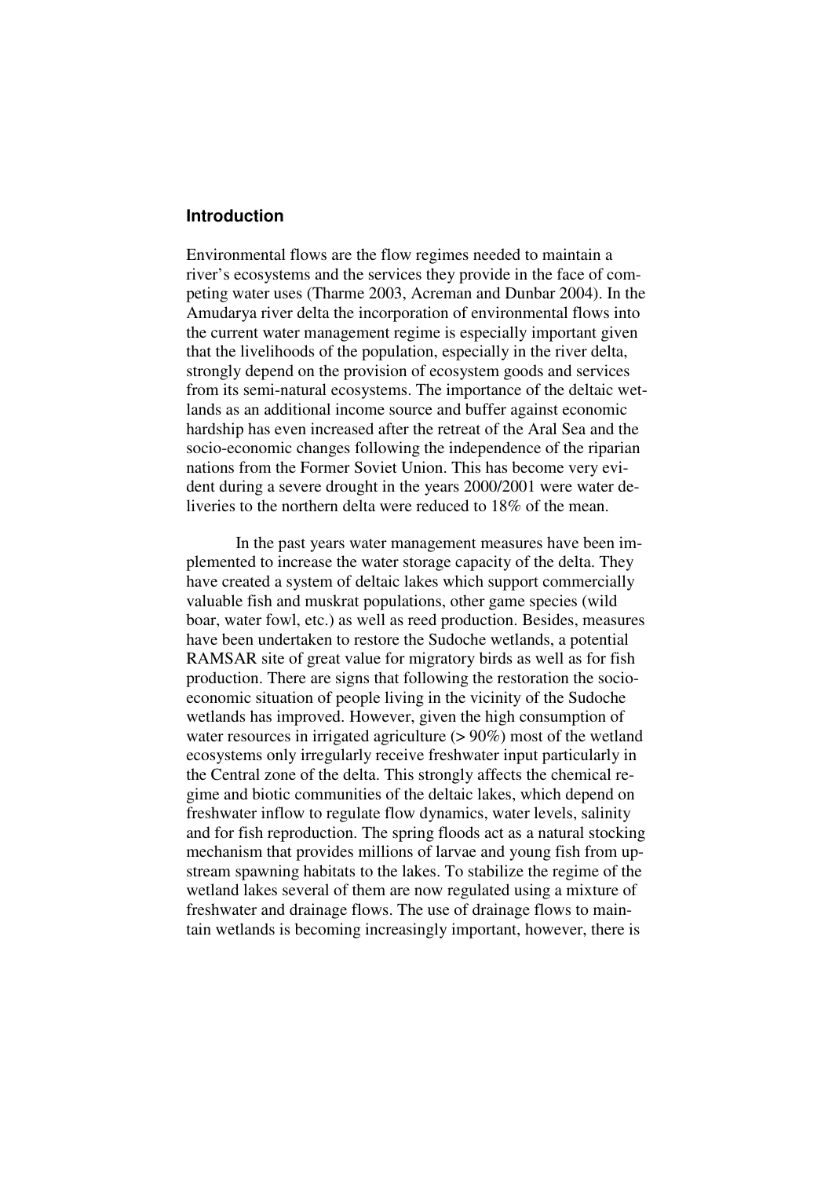## Introduction

Environmental flows are the flow regimes needed to maintain a river's ecosystems and the services they provide in the face of competing water uses (Tharme 2003, Acreman and Dunbar 2004). In the Amudarya river delta the incorporation of environmental flows into the current water management regime is especially important given that the livelihoods of the population, especially in the river delta, strongly depend on the provision of ecosystem goods and services from its semi-natural ecosystems. The importance of the deltaic wetlands as an additional income source and buffer against economic hardship has even increased after the retreat of the Aral Sea and the socio-economic changes following the independence of the riparian nations from the Former Soviet Union. This has become very evident during a severe drought in the years 2000/2001 were water deliveries to the northern delta were reduced to 18% of the mean.

In the past years water management measures have been implemented to increase the water storage capacity of the delta. They have created a system of deltaic lakes which support commercially valuable fish and muskrat populations, other game species (wild boar, water fowl, etc.) as well as reed production. Besides, measures have been undertaken to restore the Sudoche wetlands, a potential RAMSAR site of great value for migratory birds as well as for fish production. There are signs that following the restoration the socio-economic situation of people living in the vicinity of the Sudoche wetlands has improved. However, given the high consumption of water resources in irrigated agriculture (> 90%) most of the wetland ecosystems only irregularly receive freshwater input particularly in the Central zone of the delta. This strongly affects the chemical regime and biotic communities of the deltaic lakes, which depend on freshwater inflow to regulate flow dynamics, water levels, salinity and for fish reproduction. The spring floods act as a natural stocking mechanism that provides millions of larvae and young fish from upstream spawning habitats to the lakes. To stabilize the regime of the wetland lakes several of them are now regulated using a mixture of freshwater and drainage flows. The use of drainage flows to maintain wetlands is becoming increasingly important, however, there is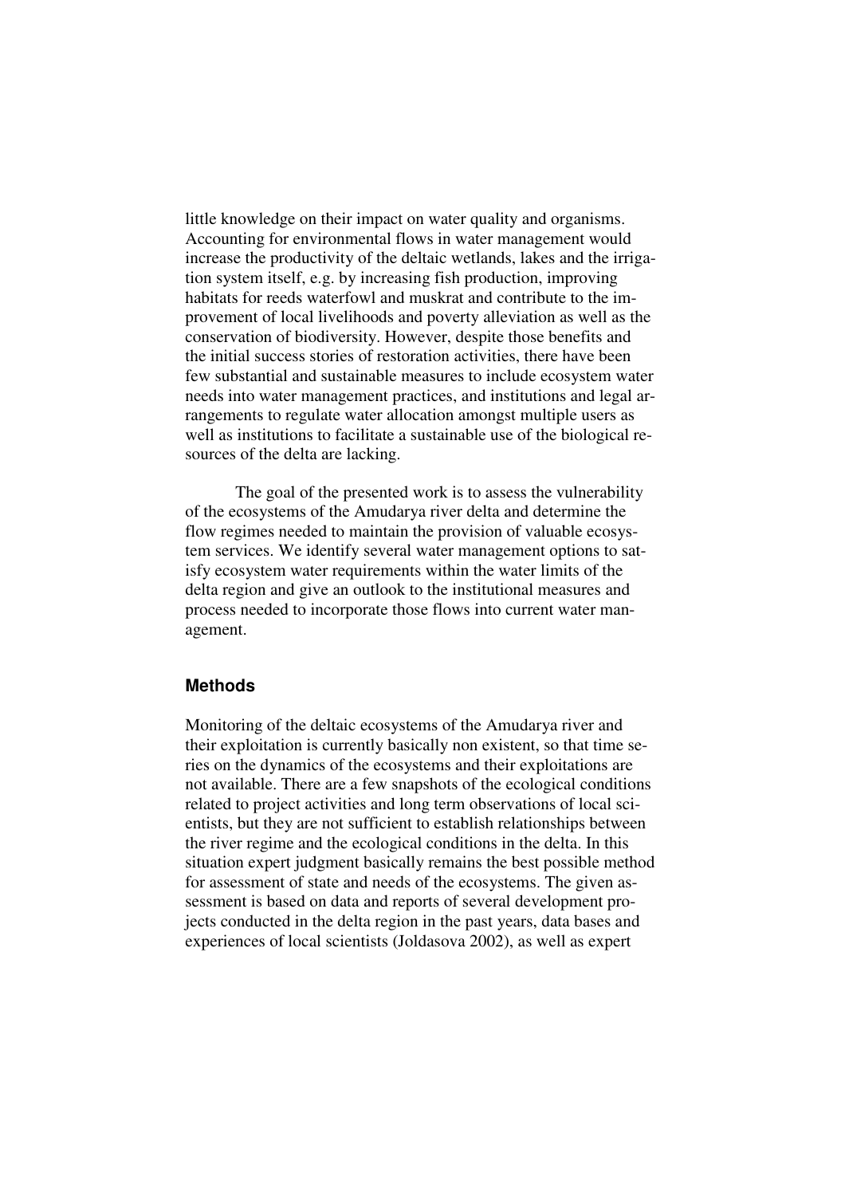little knowledge on their impact on water quality and organisms. Accounting for environmental flows in water management would increase the productivity of the deltaic wetlands, lakes and the irrigation system itself, e.g. by increasing fish production, improving habitats for reeds waterfowl and muskrat and contribute to the improvement of local livelihoods and poverty alleviation as well as the conservation of biodiversity. However, despite those benefits and the initial success stories of restoration activities, there have been few substantial and sustainable measures to include ecosystem water needs into water management practices, and institutions and legal arrangements to regulate water allocation amongst multiple users as well as institutions to facilitate a sustainable use of the biological resources of the delta are lacking.

The goal of the presented work is to assess the vulnerability of the ecosystems of the Amudarya river delta and determine the flow regimes needed to maintain the provision of valuable ecosystem services. We identify several water management options to satisfy ecosystem water requirements within the water limits of the delta region and give an outlook to the institutional measures and process needed to incorporate those flows into current water management.

## Methods

Monitoring of the deltaic ecosystems of the Amudarya river and their exploitation is currently basically non existent, so that time series on the dynamics of the ecosystems and their exploitations are not available. There are a few snapshots of the ecological conditions related to project activities and long term observations of local scientists, but they are not sufficient to establish relationships between the river regime and the ecological conditions in the delta. In this situation expert judgment basically remains the best possible method for assessment of state and needs of the ecosystems. The given assessment is based on data and reports of several development projects conducted in the delta region in the past years, data bases and experiences of local scientists (Joldasova 2002), as well as expert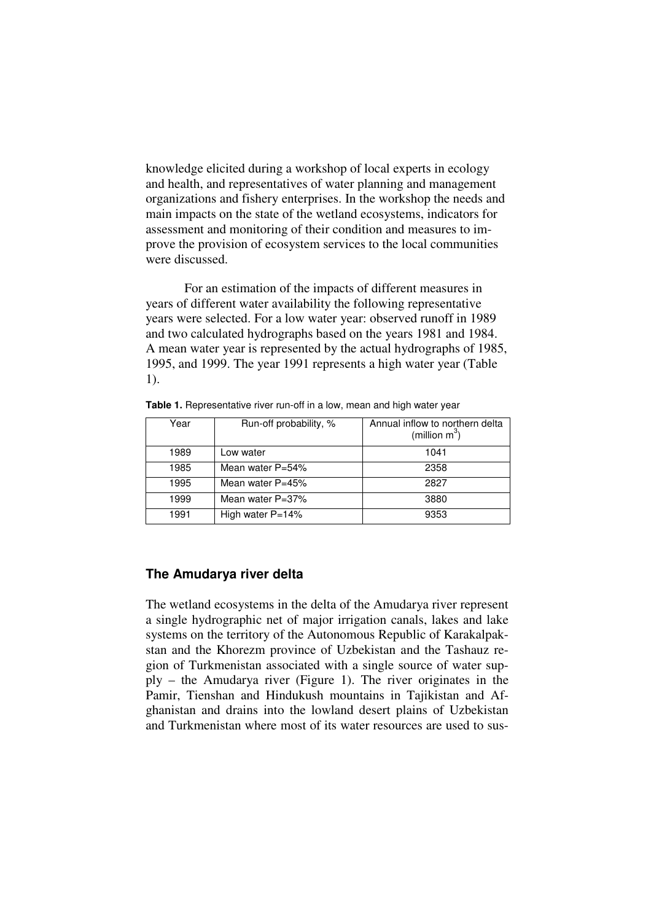knowledge elicited during a workshop of local experts in ecology and health, and representatives of water planning and management organizations and fishery enterprises. In the workshop the needs and main impacts on the state of the wetland ecosystems, indicators for assessment and monitoring of their condition and measures to improve the provision of ecosystem services to the local communities were discussed.

For an estimation of the impacts of different measures in years of different water availability the following representative years were selected. For a low water year: observed runoff in 1989 and two calculated hydrographs based on the years 1981 and 1984. A mean water year is represented by the actual hydrographs of 1985, 1995, and 1999. The year 1991 represents a high water year (Table 1).

**Table 1.** Representative river run-off in a low, mean and high water year

| Year | Run-off probability, % | Annual inflow to northern delta (million $m^3$) |
|---|---|---|
| 1989 | Low water | 1041 |
| 1985 | Mean water P=54% | 2358 |
| 1995 | Mean water P=45% | 2827 |
| 1999 | Mean water P=37% | 3880 |
| 1991 | High water P=14% | 9353 |

## The Amudarya river delta

The wetland ecosystems in the delta of the Amudarya river represent a single hydrographic net of major irrigation canals, lakes and lake systems on the territory of the Autonomous Republic of Karakalpakstan and the Khorezm province of Uzbekistan and the Tashauz region of Turkmenistan associated with a single source of water supply – the Amudarya river (Figure 1). The river originates in the Pamir, Tienshan and Hindukush mountains in Tajikistan and Afghanistan and drains into the lowland desert plains of Uzbekistan and Turkmenistan where most of its water resources are used to sus-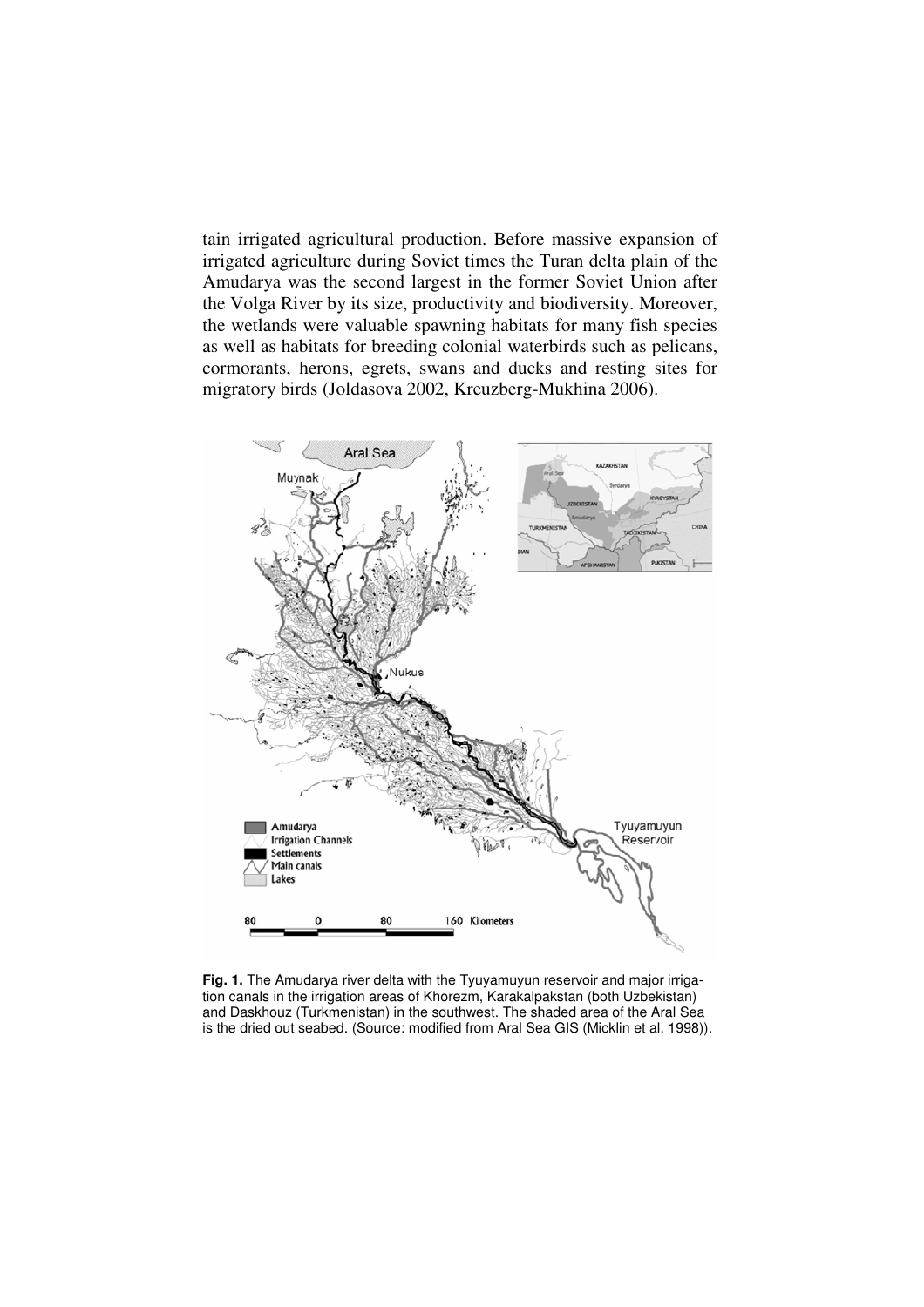tain irrigated agricultural production. Before massive expansion of irrigated agriculture during Soviet times the Turan delta plain of the Amudarya was the second largest in the former Soviet Union after the Volga River by its size, productivity and biodiversity. Moreover, the wetlands were valuable spawning habitats for many fish species as well as habitats for breeding colonial waterbirds such as pelicans, cormorants, herons, egrets, swans and ducks and resting sites for migratory birds (Joldasova 2002, Kreuzberg-Mukhina 2006).

**Fig. 1.** The Amudarya river delta with the Tyuyamuyun reservoir and major irrigation canals in the irrigation areas of Khorezm, Karakalpakstan (both Uzbekistan) and Daskhouz (Turkmenistan) in the southwest. The shaded area of the Aral Sea is the dried out seabed. (Source: modified from Aral Sea GIS (Micklin et al. 1998)).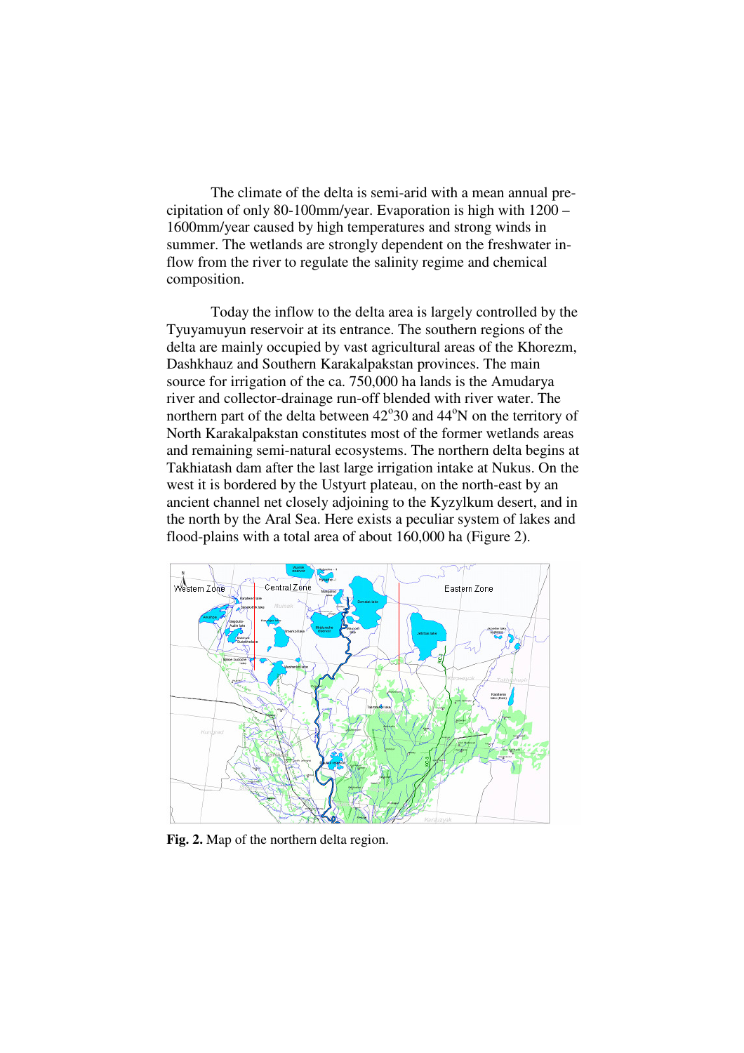The climate of the delta is semi-arid with a mean annual precipitation of only 80-100mm/year. Evaporation is high with 1200 – 1600mm/year caused by high temperatures and strong winds in summer. The wetlands are strongly dependent on the freshwater inflow from the river to regulate the salinity regime and chemical composition.

Today the inflow to the delta area is largely controlled by the Tyuyamuyun reservoir at its entrance. The southern regions of the delta are mainly occupied by vast agricultural areas of the Khorezm, Dashkhauz and Southern Karakalpakstan provinces. The main source for irrigation of the ca. 750,000 ha lands is the Amudarya river and collector-drainage run-off blended with river water. The northern part of the delta between 42°30 and 44°N on the territory of North Karakalpakstan constitutes most of the former wetlands areas and remaining semi-natural ecosystems. The northern delta begins at Takhiatash dam after the last large irrigation intake at Nukus. On the west it is bordered by the Ustyurt plateau, on the north-east by an ancient channel net closely adjoining to the Kyzylkum desert, and in the north by the Aral Sea. Here exists a peculiar system of lakes and flood-plains with a total area of about 160,000 ha (Figure 2).

**Fig. 2.** Map of the northern delta region.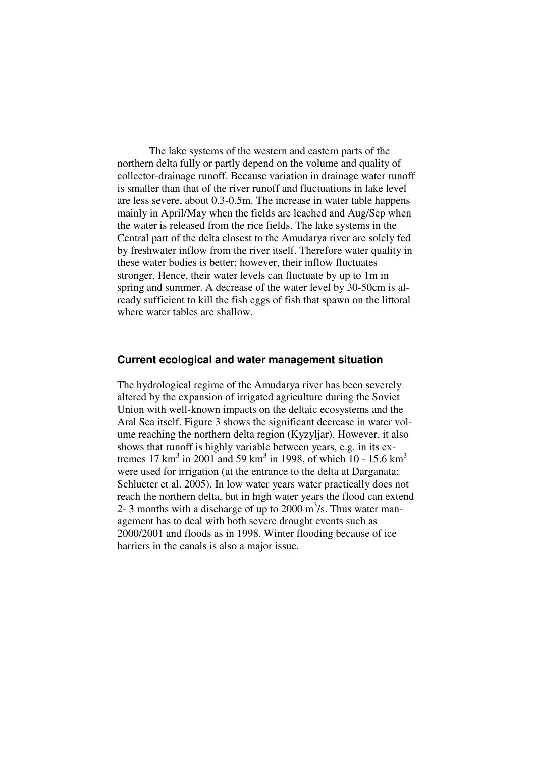The lake systems of the western and eastern parts of the northern delta fully or partly depend on the volume and quality of collector-drainage runoff. Because variation in drainage water runoff is smaller than that of the river runoff and fluctuations in lake level are less severe, about 0.3-0.5m. The increase in water table happens mainly in April/May when the fields are leached and Aug/Sep when the water is released from the rice fields. The lake systems in the Central part of the delta closest to the Amudarya river are solely fed by freshwater inflow from the river itself. Therefore water quality in these water bodies is better; however, their inflow fluctuates stronger. Hence, their water levels can fluctuate by up to 1m in spring and summer. A decrease of the water level by 30-50cm is already sufficient to kill the fish eggs of fish that spawn on the littoral where water tables are shallow.

### Current ecological and water management situation

The hydrological regime of the Amudarya river has been severely altered by the expansion of irrigated agriculture during the Soviet Union with well-known impacts on the deltaic ecosystems and the Aral Sea itself. Figure 3 shows the significant decrease in water volume reaching the northern delta region (Kyzyljar). However, it also shows that runoff is highly variable between years, e.g. in its extremes 17 $km^3$ in 2001 and 59 $km^3$ in 1998, of which 10 - 15.6 $km^3$ were used for irrigation (at the entrance to the delta at Darganata; Schlueter et al. 2005). In low water years water practically does not reach the northern delta, but in high water years the flood can extend 2- 3 months with a discharge of up to 2000 $m^3/s$. Thus water management has to deal with both severe drought events such as 2000/2001 and floods as in 1998. Winter flooding because of ice barriers in the canals is also a major issue.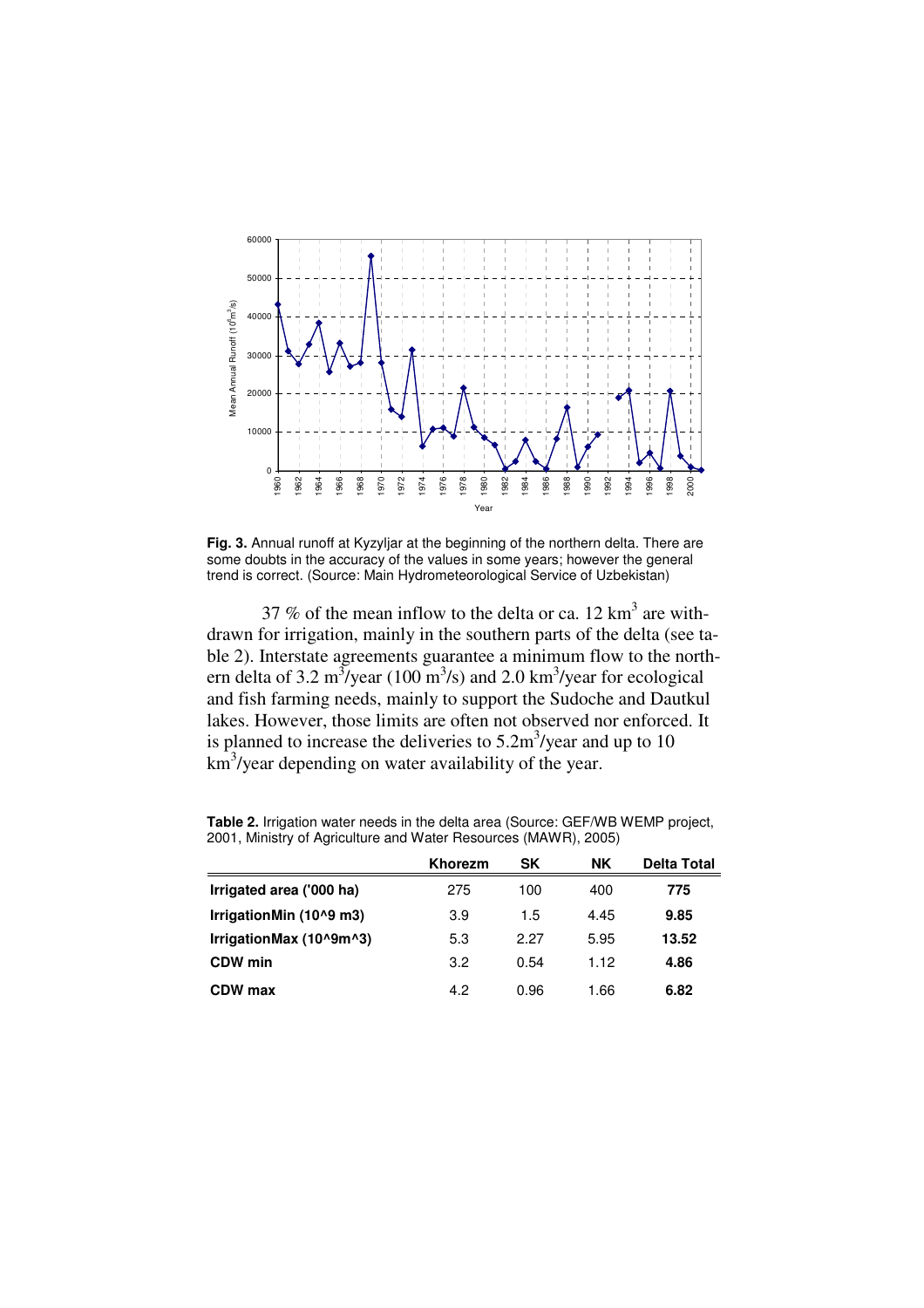**Fig. 3.** Annual runoff at Kyzyljar at the beginning of the northern delta. There are some doubts in the accuracy of the values in some years; however the general trend is correct. (Source: Main Hydrometeorological Service of Uzbekistan)

37 % of the mean inflow to the delta or ca. 12 $km^3$ are withdrawn for irrigation, mainly in the southern parts of the delta (see table 2). Interstate agreements guarantee a minimum flow to the northern delta of 3.2 $m^3$/year (100 $m^3$/s) and 2.0 $km^3$/year for ecological and fish farming needs, mainly to support the Sudoche and Dautkul lakes. However, those limits are often not observed nor enforced. It is planned to increase the deliveries to 5.2$m^3$/year and up to 10 $km^3$/year depending on water availability of the year.

**Table 2.** Irrigation water needs in the delta area (Source: GEF/WB WEMP project, 2001, Ministry of Agriculture and Water Resources (MAWR), 2005)

| | Khorezm | SK | NK | Delta Total |
|---|---|---|---|---|
| **Irrigated area ('000 ha)** | 275 | 100 | 400 | **775** |
| **IrrigationMin (10^9 m3)** | 3.9 | 1.5 | 4.45 | **9.85** |
| **IrrigationMax (10^9m^3)** | 5.3 | 2.27 | 5.95 | **13.52** |
| **CDW min** | 3.2 | 0.54 | 1.12 | **4.86** |
| **CDW max** | 4.2 | 0.96 | 1.66 | **6.82** |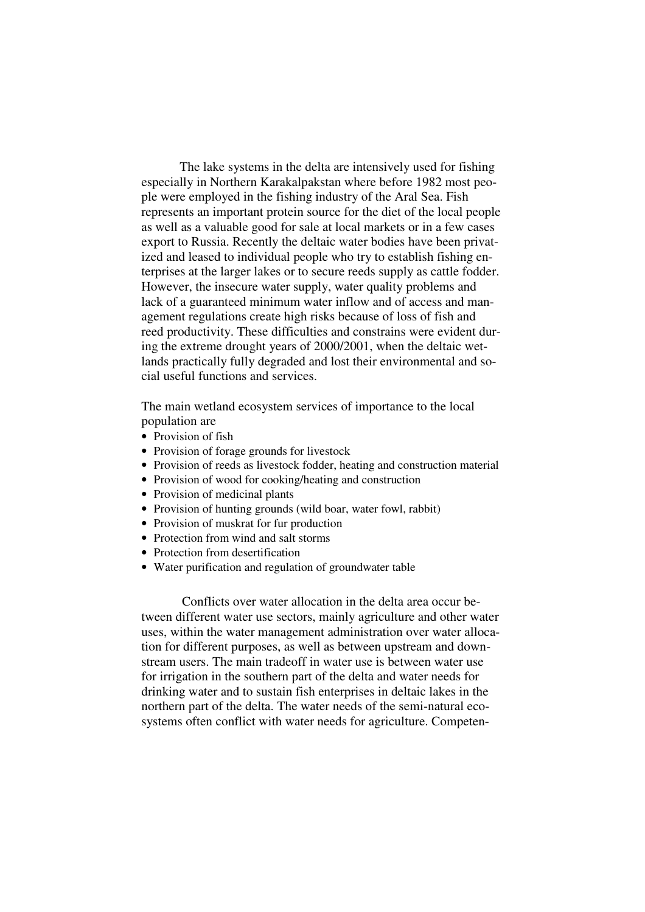The lake systems in the delta are intensively used for fishing especially in Northern Karakalpakstan where before 1982 most people were employed in the fishing industry of the Aral Sea. Fish represents an important protein source for the diet of the local people as well as a valuable good for sale at local markets or in a few cases export to Russia. Recently the deltaic water bodies have been privatized and leased to individual people who try to establish fishing enterprises at the larger lakes or to secure reeds supply as cattle fodder. However, the insecure water supply, water quality problems and lack of a guaranteed minimum water inflow and of access and management regulations create high risks because of loss of fish and reed productivity. These difficulties and constrains were evident during the extreme drought years of 2000/2001, when the deltaic wetlands practically fully degraded and lost their environmental and social useful functions and services.

The main wetland ecosystem services of importance to the local population are

- Provision of fish
- Provision of forage grounds for livestock
- Provision of reeds as livestock fodder, heating and construction material
- Provision of wood for cooking/heating and construction
- Provision of medicinal plants
- Provision of hunting grounds (wild boar, water fowl, rabbit)
- Provision of muskrat for fur production
- Protection from wind and salt storms
- Protection from desertification
- Water purification and regulation of groundwater table

Conflicts over water allocation in the delta area occur between different water use sectors, mainly agriculture and other water uses, within the water management administration over water allocation for different purposes, as well as between upstream and downstream users. The main tradeoff in water use is between water use for irrigation in the southern part of the delta and water needs for drinking water and to sustain fish enterprises in deltaic lakes in the northern part of the delta. The water needs of the semi-natural ecosystems often conflict with water needs for agriculture. Competen-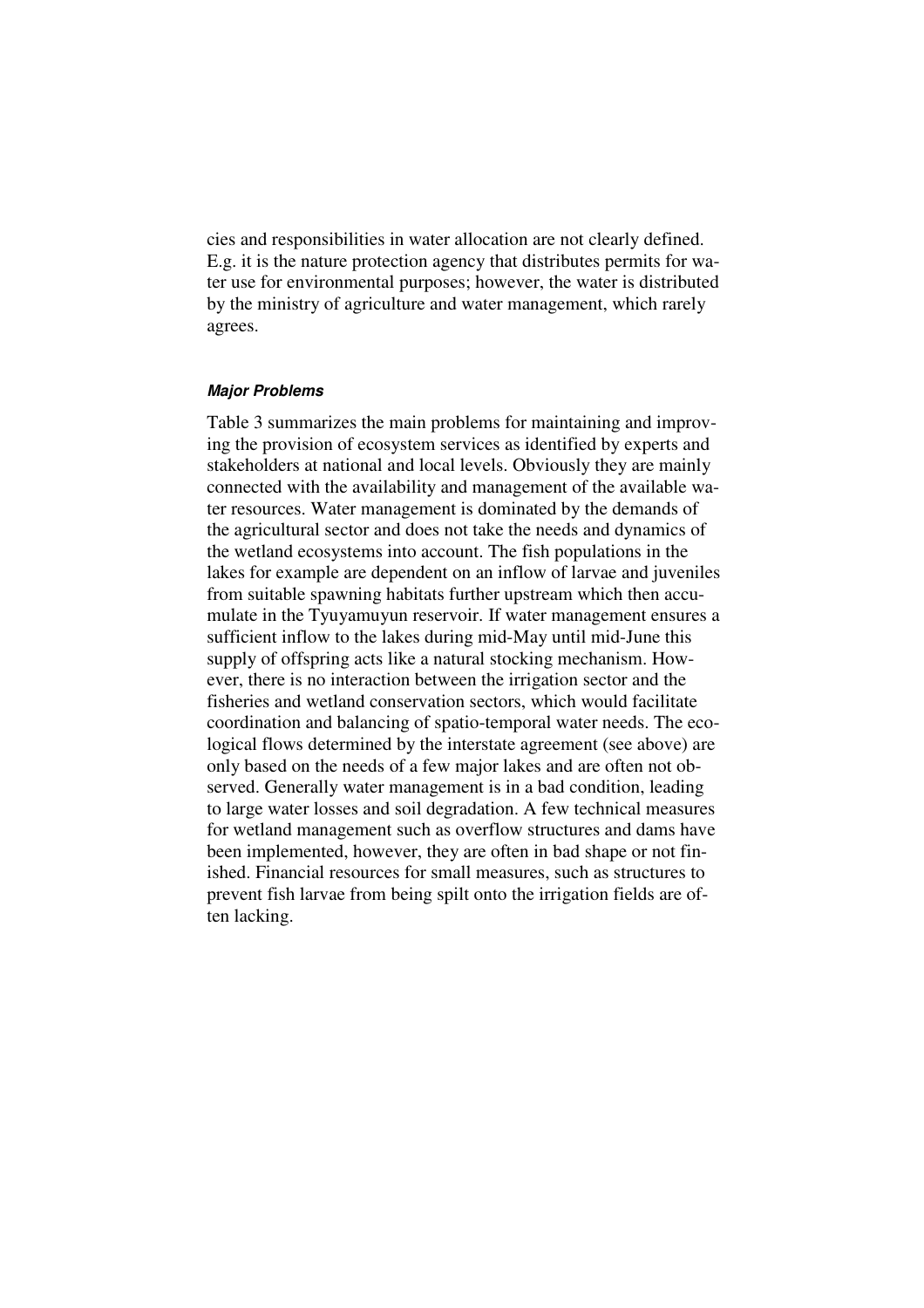cies and responsibilities in water allocation are not clearly defined. E.g. it is the nature protection agency that distributes permits for water use for environmental purposes; however, the water is distributed by the ministry of agriculture and water management, which rarely agrees.

#### *Major Problems*

Table 3 summarizes the main problems for maintaining and improving the provision of ecosystem services as identified by experts and stakeholders at national and local levels. Obviously they are mainly connected with the availability and management of the available water resources. Water management is dominated by the demands of the agricultural sector and does not take the needs and dynamics of the wetland ecosystems into account. The fish populations in the lakes for example are dependent on an inflow of larvae and juveniles from suitable spawning habitats further upstream which then accumulate in the Tyuyamuyun reservoir. If water management ensures a sufficient inflow to the lakes during mid-May until mid-June this supply of offspring acts like a natural stocking mechanism. However, there is no interaction between the irrigation sector and the fisheries and wetland conservation sectors, which would facilitate coordination and balancing of spatio-temporal water needs. The ecological flows determined by the interstate agreement (see above) are only based on the needs of a few major lakes and are often not observed. Generally water management is in a bad condition, leading to large water losses and soil degradation. A few technical measures for wetland management such as overflow structures and dams have been implemented, however, they are often in bad shape or not finished. Financial resources for small measures, such as structures to prevent fish larvae from being spilt onto the irrigation fields are often lacking.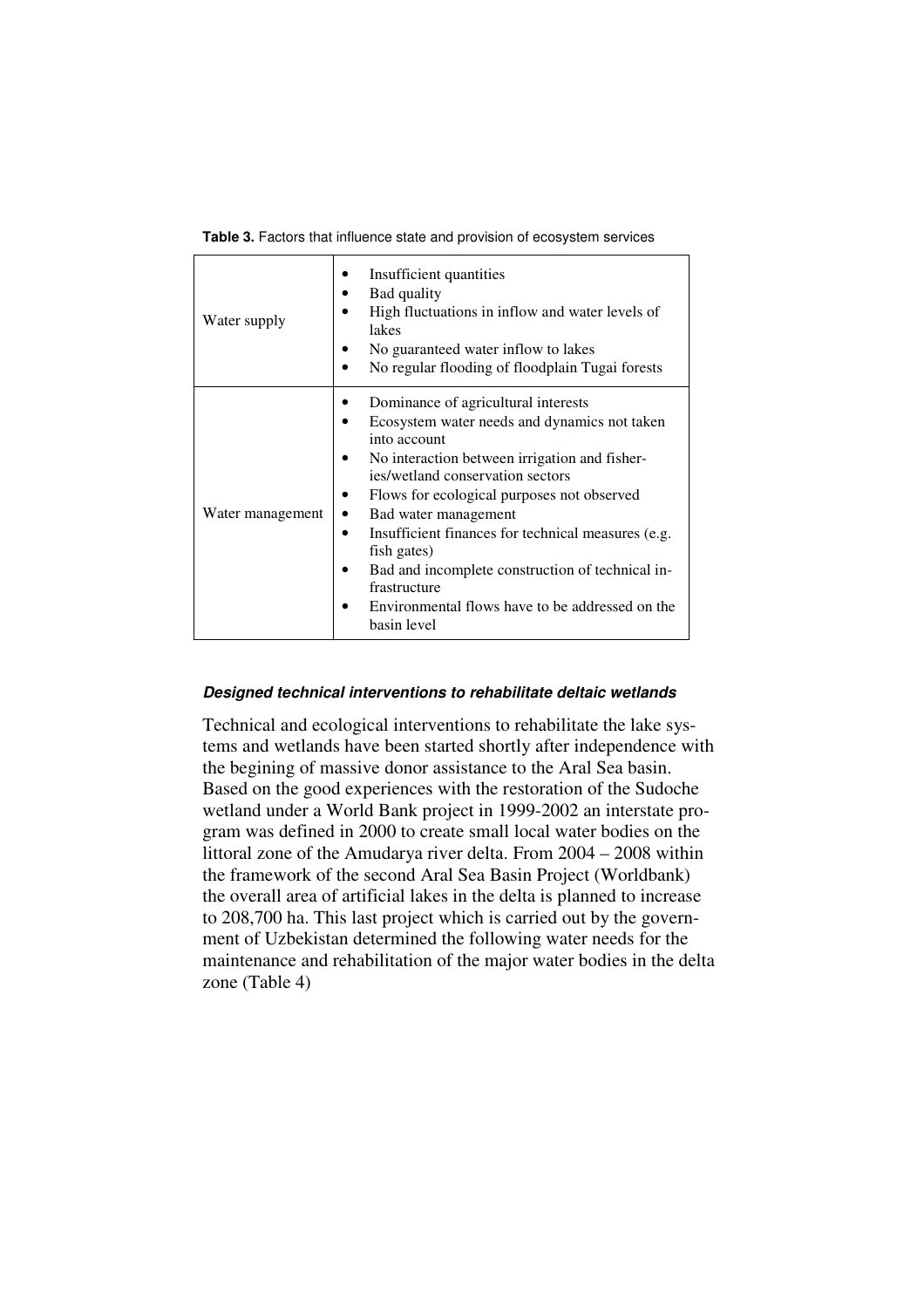**Table 3.** Factors that influence state and provision of ecosystem services

| | |
|---|---|
| Water supply | • Insufficient quantities<br>• Bad quality<br>• High fluctuations in inflow and water levels of lakes<br>• No guaranteed water inflow to lakes<br>• No regular flooding of floodplain Tugai forests |
| Water management | • Dominance of agricultural interests<br>• Ecosystem water needs and dynamics not taken into account<br>• No interaction between irrigation and fisheries/wetland conservation sectors<br>• Flows for ecological purposes not observed<br>• Bad water management<br>• Insufficient finances for technical measures (e.g. fish gates)<br>• Bad and incomplete construction of technical infrastructure<br>• Environmental flows have to be addressed on the basin level |

***Designed technical interventions to rehabilitate deltaic wetlands***

Technical and ecological interventions to rehabilitate the lake systems and wetlands have been started shortly after independence with the begining of massive donor assistance to the Aral Sea basin. Based on the good experiences with the restoration of the Sudoche wetland under a World Bank project in 1999-2002 an interstate program was defined in 2000 to create small local water bodies on the littoral zone of the Amudarya river delta. From 2004 – 2008 within the framework of the second Aral Sea Basin Project (Worldbank) the overall area of artificial lakes in the delta is planned to increase to 208,700 ha. This last project which is carried out by the government of Uzbekistan determined the following water needs for the maintenance and rehabilitation of the major water bodies in the delta zone (Table 4)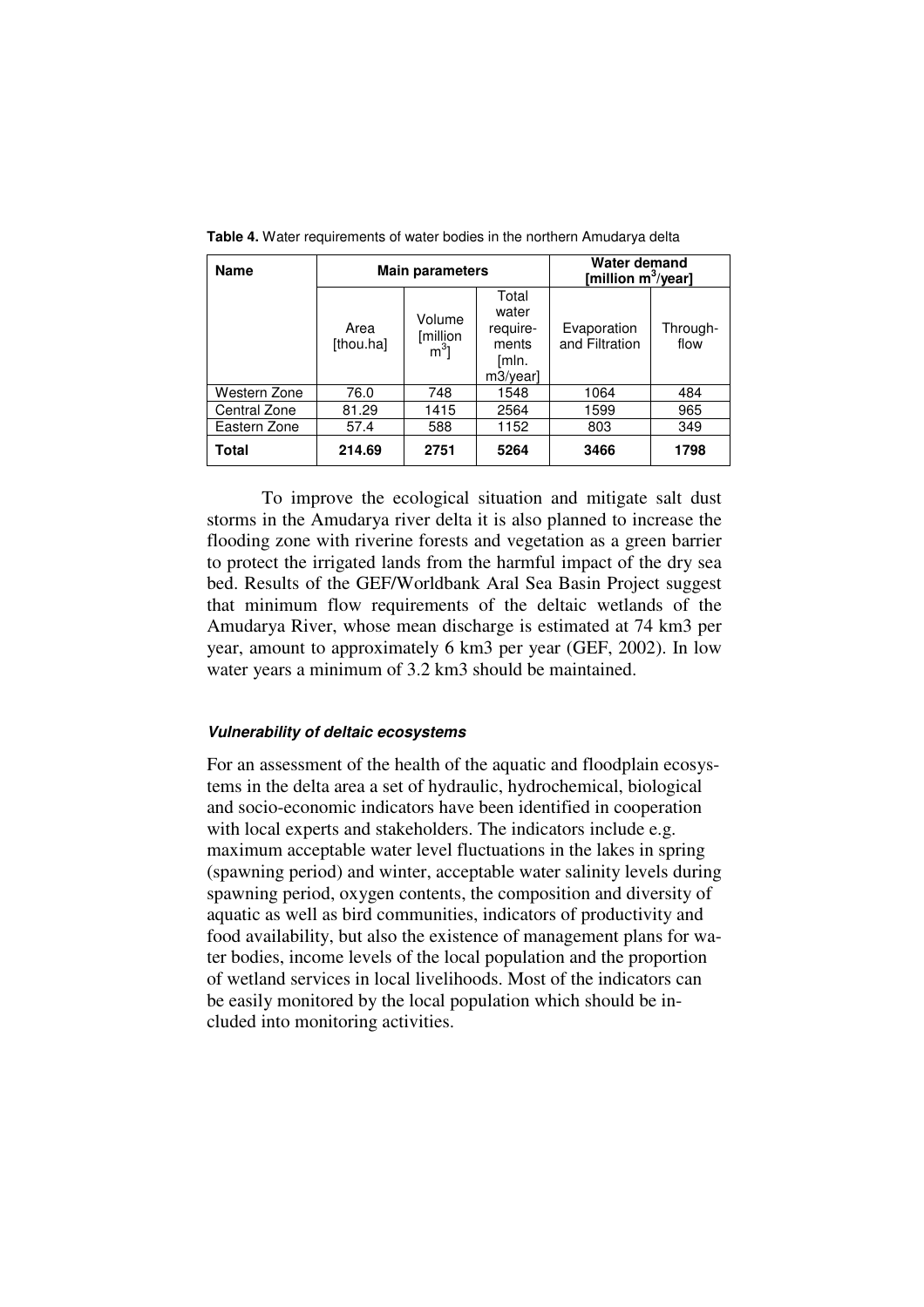**Table 4.** Water requirements of water bodies in the northern Amudarya delta

| Name | Main parameters | | | Water demand [million $m^3$/year] | |
|---|---|---|---|---|---|
| | Area [thou.ha] | Volume [million $m^3$] | Total water require-ments [mln. m3/year] | Evaporation and Filtration | Through-flow |
| Western Zone | 76.0 | 748 | 1548 | 1064 | 484 |
| Central Zone | 81.29 | 1415 | 2564 | 1599 | 965 |
| Eastern Zone | 57.4 | 588 | 1152 | 803 | 349 |
| **Total** | **214.69** | **2751** | **5264** | **3466** | **1798** |

To improve the ecological situation and mitigate salt dust storms in the Amudarya river delta it is also planned to increase the flooding zone with riverine forests and vegetation as a green barrier to protect the irrigated lands from the harmful impact of the dry sea bed. Results of the GEF/Worldbank Aral Sea Basin Project suggest that minimum flow requirements of the deltaic wetlands of the Amudarya River, whose mean discharge is estimated at 74 km3 per year, amount to approximately 6 km3 per year (GEF, 2002). In low water years a minimum of 3.2 km3 should be maintained.

#### *Vulnerability of deltaic ecosystems*

For an assessment of the health of the aquatic and floodplain ecosystems in the delta area a set of hydraulic, hydrochemical, biological and socio-economic indicators have been identified in cooperation with local experts and stakeholders. The indicators include e.g. maximum acceptable water level fluctuations in the lakes in spring (spawning period) and winter, acceptable water salinity levels during spawning period, oxygen contents, the composition and diversity of aquatic as well as bird communities, indicators of productivity and food availability, but also the existence of management plans for water bodies, income levels of the local population and the proportion of wetland services in local livelihoods. Most of the indicators can be easily monitored by the local population which should be included into monitoring activities.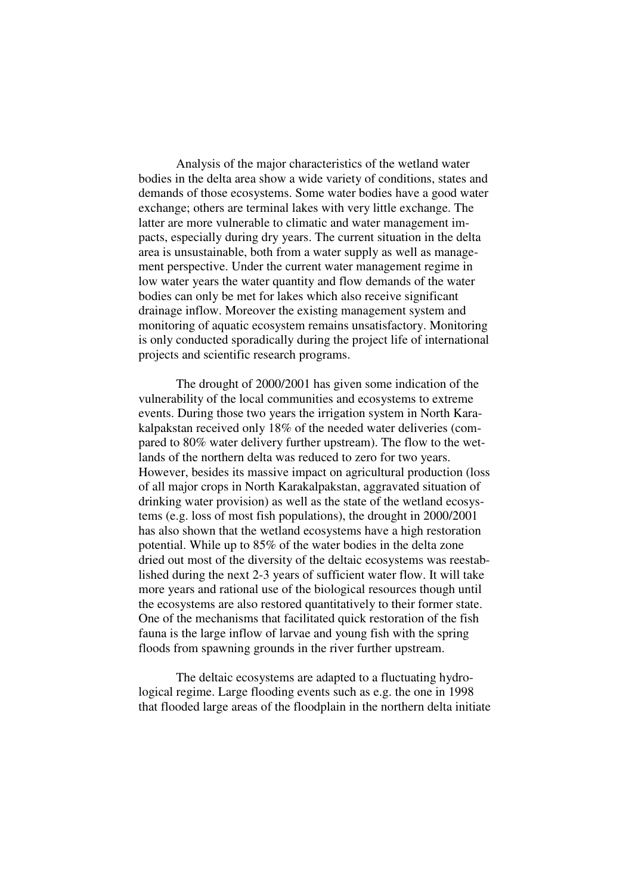Analysis of the major characteristics of the wetland water bodies in the delta area show a wide variety of conditions, states and demands of those ecosystems. Some water bodies have a good water exchange; others are terminal lakes with very little exchange. The latter are more vulnerable to climatic and water management impacts, especially during dry years. The current situation in the delta area is unsustainable, both from a water supply as well as management perspective. Under the current water management regime in low water years the water quantity and flow demands of the water bodies can only be met for lakes which also receive significant drainage inflow. Moreover the existing management system and monitoring of aquatic ecosystem remains unsatisfactory. Monitoring is only conducted sporadically during the project life of international projects and scientific research programs.

The drought of 2000/2001 has given some indication of the vulnerability of the local communities and ecosystems to extreme events. During those two years the irrigation system in North Karakalpakstan received only 18% of the needed water deliveries (compared to 80% water delivery further upstream). The flow to the wetlands of the northern delta was reduced to zero for two years. However, besides its massive impact on agricultural production (loss of all major crops in North Karakalpakstan, aggravated situation of drinking water provision) as well as the state of the wetland ecosystems (e.g. loss of most fish populations), the drought in 2000/2001 has also shown that the wetland ecosystems have a high restoration potential. While up to 85% of the water bodies in the delta zone dried out most of the diversity of the deltaic ecosystems was reestablished during the next 2-3 years of sufficient water flow. It will take more years and rational use of the biological resources though until the ecosystems are also restored quantitatively to their former state. One of the mechanisms that facilitated quick restoration of the fish fauna is the large inflow of larvae and young fish with the spring floods from spawning grounds in the river further upstream.

The deltaic ecosystems are adapted to a fluctuating hydrological regime. Large flooding events such as e.g. the one in 1998 that flooded large areas of the floodplain in the northern delta initiate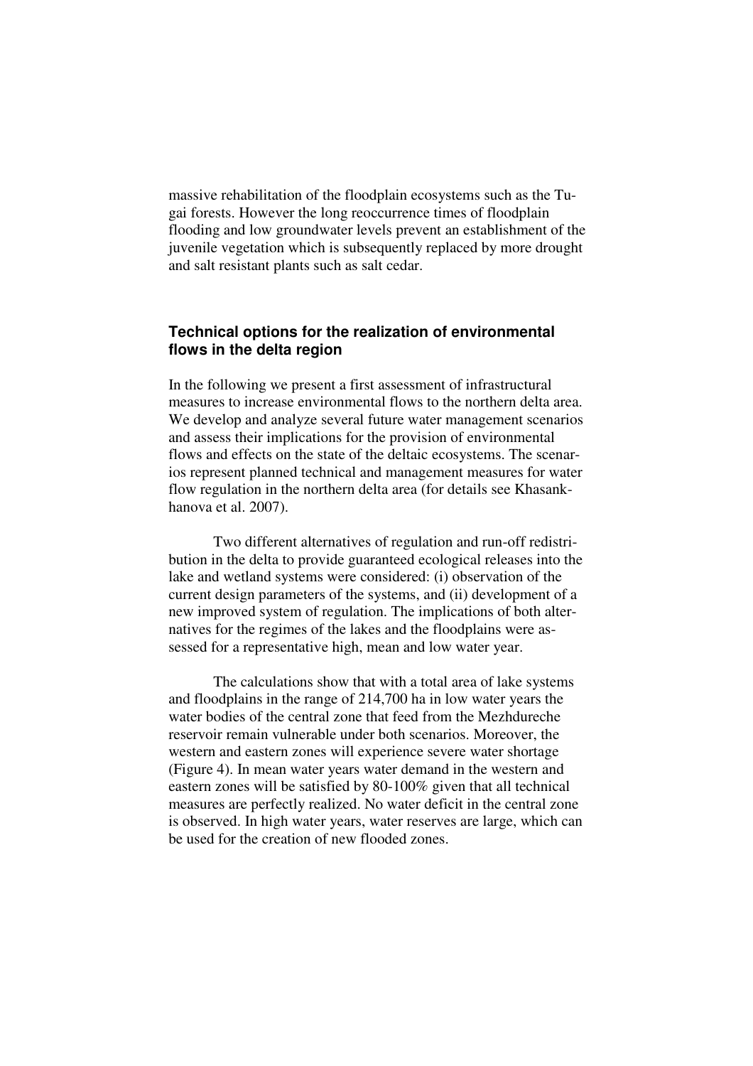massive rehabilitation of the floodplain ecosystems such as the Tugai forests. However the long reoccurrence times of floodplain flooding and low groundwater levels prevent an establishment of the juvenile vegetation which is subsequently replaced by more drought and salt resistant plants such as salt cedar.

## Technical options for the realization of environmental flows in the delta region

In the following we present a first assessment of infrastructural measures to increase environmental flows to the northern delta area. We develop and analyze several future water management scenarios and assess their implications for the provision of environmental flows and effects on the state of the deltaic ecosystems. The scenarios represent planned technical and management measures for water flow regulation in the northern delta area (for details see Khasankhanova et al. 2007).

Two different alternatives of regulation and run-off redistribution in the delta to provide guaranteed ecological releases into the lake and wetland systems were considered: (i) observation of the current design parameters of the systems, and (ii) development of a new improved system of regulation. The implications of both alternatives for the regimes of the lakes and the floodplains were assessed for a representative high, mean and low water year.

The calculations show that with a total area of lake systems and floodplains in the range of 214,700 ha in low water years the water bodies of the central zone that feed from the Mezhdureche reservoir remain vulnerable under both scenarios. Moreover, the western and eastern zones will experience severe water shortage (Figure 4). In mean water years water demand in the western and eastern zones will be satisfied by 80-100% given that all technical measures are perfectly realized. No water deficit in the central zone is observed. In high water years, water reserves are large, which can be used for the creation of new flooded zones.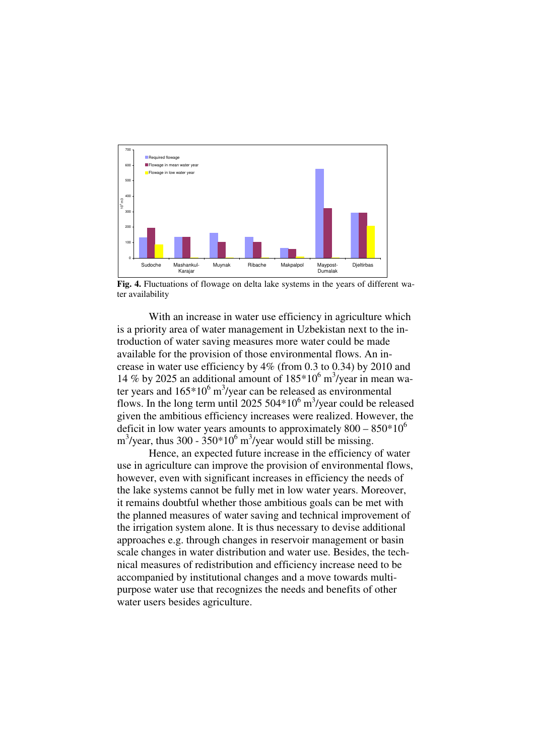**Fig. 4.** Fluctuations of flowage on delta lake systems in the years of different water availability

With an increase in water use efficiency in agriculture which is a priority area of water management in Uzbekistan next to the introduction of water saving measures more water could be made available for the provision of those environmental flows. An increase in water use efficiency by 4% (from 0.3 to 0.34) by 2010 and 14 % by 2025 an additional amount of $185*10^6$ $m^3$/year in mean water years and $165*10^6$ $m^3$/year can be released as environmental flows. In the long term until 2025 $504*10^6$ $m^3$/year could be released given the ambitious efficiency increases were realized. However, the deficit in low water years amounts to approximately $800 – 850*10^6$ $m^3$/year, thus 300 - $350*10^6$ $m^3$/year would still be missing.

Hence, an expected future increase in the efficiency of water use in agriculture can improve the provision of environmental flows, however, even with significant increases in efficiency the needs of the lake systems cannot be fully met in low water years. Moreover, it remains doubtful whether those ambitious goals can be met with the planned measures of water saving and technical improvement of the irrigation system alone. It is thus necessary to devise additional approaches e.g. through changes in reservoir management or basin scale changes in water distribution and water use. Besides, the technical measures of redistribution and efficiency increase need to be accompanied by institutional changes and a move towards multi-purpose water use that recognizes the needs and benefits of other water users besides agriculture.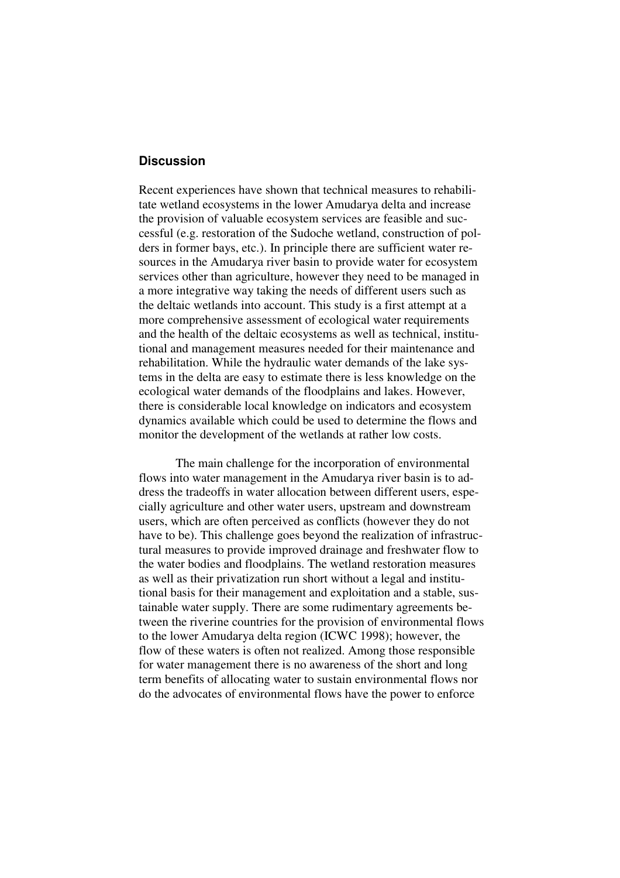## Discussion

Recent experiences have shown that technical measures to rehabilitate wetland ecosystems in the lower Amudarya delta and increase the provision of valuable ecosystem services are feasible and successful (e.g. restoration of the Sudoche wetland, construction of polders in former bays, etc.). In principle there are sufficient water resources in the Amudarya river basin to provide water for ecosystem services other than agriculture, however they need to be managed in a more integrative way taking the needs of different users such as the deltaic wetlands into account. This study is a first attempt at a more comprehensive assessment of ecological water requirements and the health of the deltaic ecosystems as well as technical, institutional and management measures needed for their maintenance and rehabilitation. While the hydraulic water demands of the lake systems in the delta are easy to estimate there is less knowledge on the ecological water demands of the floodplains and lakes. However, there is considerable local knowledge on indicators and ecosystem dynamics available which could be used to determine the flows and monitor the development of the wetlands at rather low costs.

The main challenge for the incorporation of environmental flows into water management in the Amudarya river basin is to address the tradeoffs in water allocation between different users, especially agriculture and other water users, upstream and downstream users, which are often perceived as conflicts (however they do not have to be). This challenge goes beyond the realization of infrastructural measures to provide improved drainage and freshwater flow to the water bodies and floodplains. The wetland restoration measures as well as their privatization run short without a legal and institutional basis for their management and exploitation and a stable, sustainable water supply. There are some rudimentary agreements between the riverine countries for the provision of environmental flows to the lower Amudarya delta region (ICWC 1998); however, the flow of these waters is often not realized. Among those responsible for water management there is no awareness of the short and long term benefits of allocating water to sustain environmental flows nor do the advocates of environmental flows have the power to enforce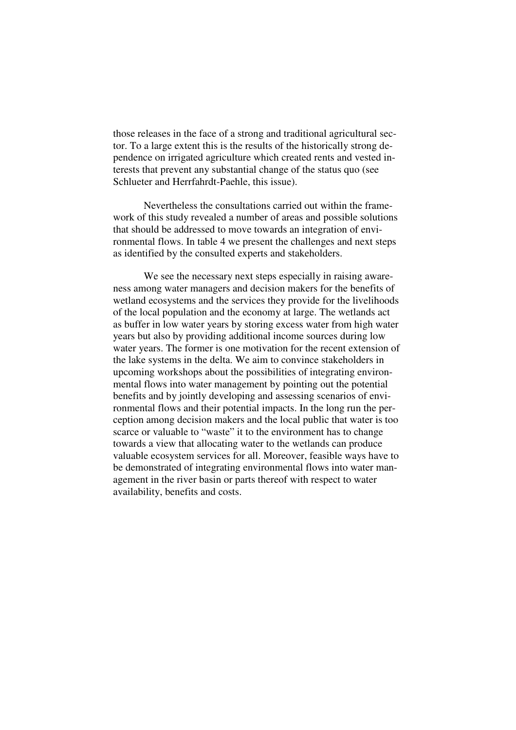those releases in the face of a strong and traditional agricultural sector. To a large extent this is the results of the historically strong dependence on irrigated agriculture which created rents and vested interests that prevent any substantial change of the status quo (see Schlueter and Herrfahrdt-Paehle, this issue).

Nevertheless the consultations carried out within the framework of this study revealed a number of areas and possible solutions that should be addressed to move towards an integration of environmental flows. In table 4 we present the challenges and next steps as identified by the consulted experts and stakeholders.

We see the necessary next steps especially in raising awareness among water managers and decision makers for the benefits of wetland ecosystems and the services they provide for the livelihoods of the local population and the economy at large. The wetlands act as buffer in low water years by storing excess water from high water years but also by providing additional income sources during low water years. The former is one motivation for the recent extension of the lake systems in the delta. We aim to convince stakeholders in upcoming workshops about the possibilities of integrating environmental flows into water management by pointing out the potential benefits and by jointly developing and assessing scenarios of environmental flows and their potential impacts. In the long run the perception among decision makers and the local public that water is too scarce or valuable to "waste" it to the environment has to change towards a view that allocating water to the wetlands can produce valuable ecosystem services for all. Moreover, feasible ways have to be demonstrated of integrating environmental flows into water management in the river basin or parts thereof with respect to water availability, benefits and costs.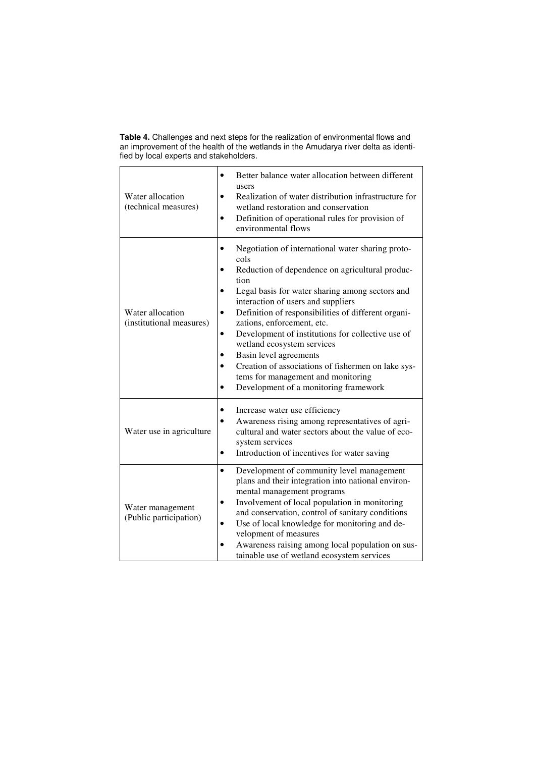**Table 4.** Challenges and next steps for the realization of environmental flows and an improvement of the health of the wetlands in the Amudarya river delta as identified by local experts and stakeholders.

| | |
|---|---|
| Water allocation (technical measures) | • Better balance water allocation between different users<br>• Realization of water distribution infrastructure for wetland restoration and conservation<br>• Definition of operational rules for provision of environmental flows |
| Water allocation (institutional measures) | • Negotiation of international water sharing protocols<br>• Reduction of dependence on agricultural production<br>• Legal basis for water sharing among sectors and interaction of users and suppliers<br>• Definition of responsibilities of different organizations, enforcement, etc.<br>• Development of institutions for collective use of wetland ecosystem services<br>• Basin level agreements<br>• Creation of associations of fishermen on lake systems for management and monitoring<br>• Development of a monitoring framework |
| Water use in agriculture | • Increase water use efficiency<br>• Awareness rising among representatives of agricultural and water sectors about the value of ecosystem services<br>• Introduction of incentives for water saving |
| Water management (Public participation) | • Development of community level management plans and their integration into national environmental management programs<br>• Involvement of local population in monitoring and conservation, control of sanitary conditions<br>• Use of local knowledge for monitoring and development of measures<br>• Awareness raising among local population on sustainable use of wetland ecosystem services |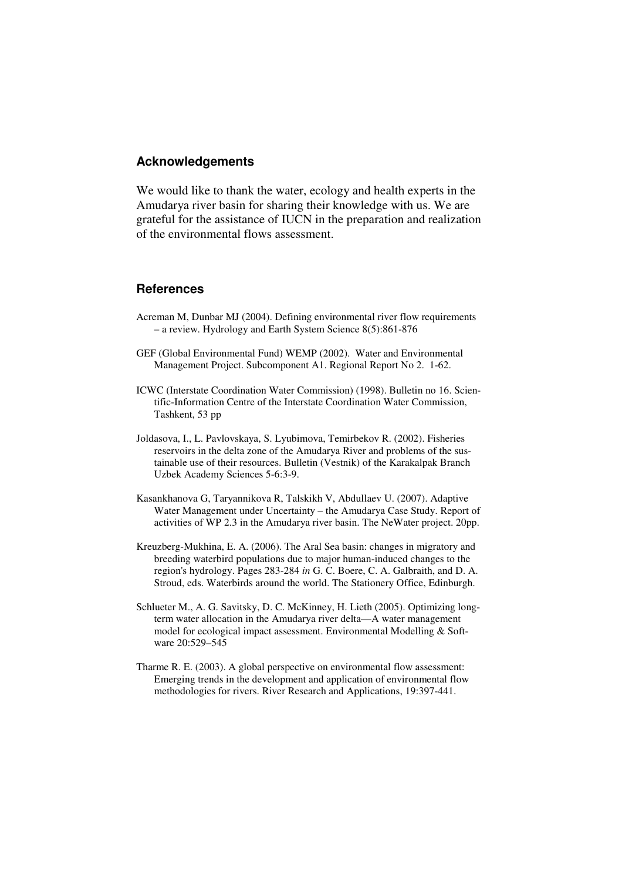## Acknowledgements

We would like to thank the water, ecology and health experts in the Amudarya river basin for sharing their knowledge with us. We are grateful for the assistance of IUCN in the preparation and realization of the environmental flows assessment.

## References

Acreman M, Dunbar MJ (2004). Defining environmental river flow requirements – a review. Hydrology and Earth System Science 8(5):861-876

GEF (Global Environmental Fund) WEMP (2002). Water and Environmental Management Project. Subcomponent A1. Regional Report No 2. 1-62.

ICWC (Interstate Coordination Water Commission) (1998). Bulletin no 16. Scientific-Information Centre of the Interstate Coordination Water Commission, Tashkent, 53 pp

Joldasova, I., L. Pavlovskaya, S. Lyubimova, Temirbekov R. (2002). Fisheries reservoirs in the delta zone of the Amudarya River and problems of the sustainable use of their resources. Bulletin (Vestnik) of the Karakalpak Branch Uzbek Academy Sciences 5-6:3-9.

Kasankhanova G, Taryannikova R, Talskikh V, Abdullaev U. (2007). Adaptive Water Management under Uncertainty – the Amudarya Case Study. Report of activities of WP 2.3 in the Amudarya river basin. The NeWater project. 20pp.

Kreuzberg-Mukhina, E. A. (2006). The Aral Sea basin: changes in migratory and breeding waterbird populations due to major human-induced changes to the region's hydrology. Pages 283-284 *in* G. C. Boere, C. A. Galbraith, and D. A. Stroud, eds. Waterbirds around the world. The Stationery Office, Edinburgh.

Schlueter M., A. G. Savitsky, D. C. McKinney, H. Lieth (2005). Optimizing long-term water allocation in the Amudarya river delta—A water management model for ecological impact assessment. Environmental Modelling & Software 20:529–545

Tharme R. E. (2003). A global perspective on environmental flow assessment: Emerging trends in the development and application of environmental flow methodologies for rivers. River Research and Applications, 19:397-441.